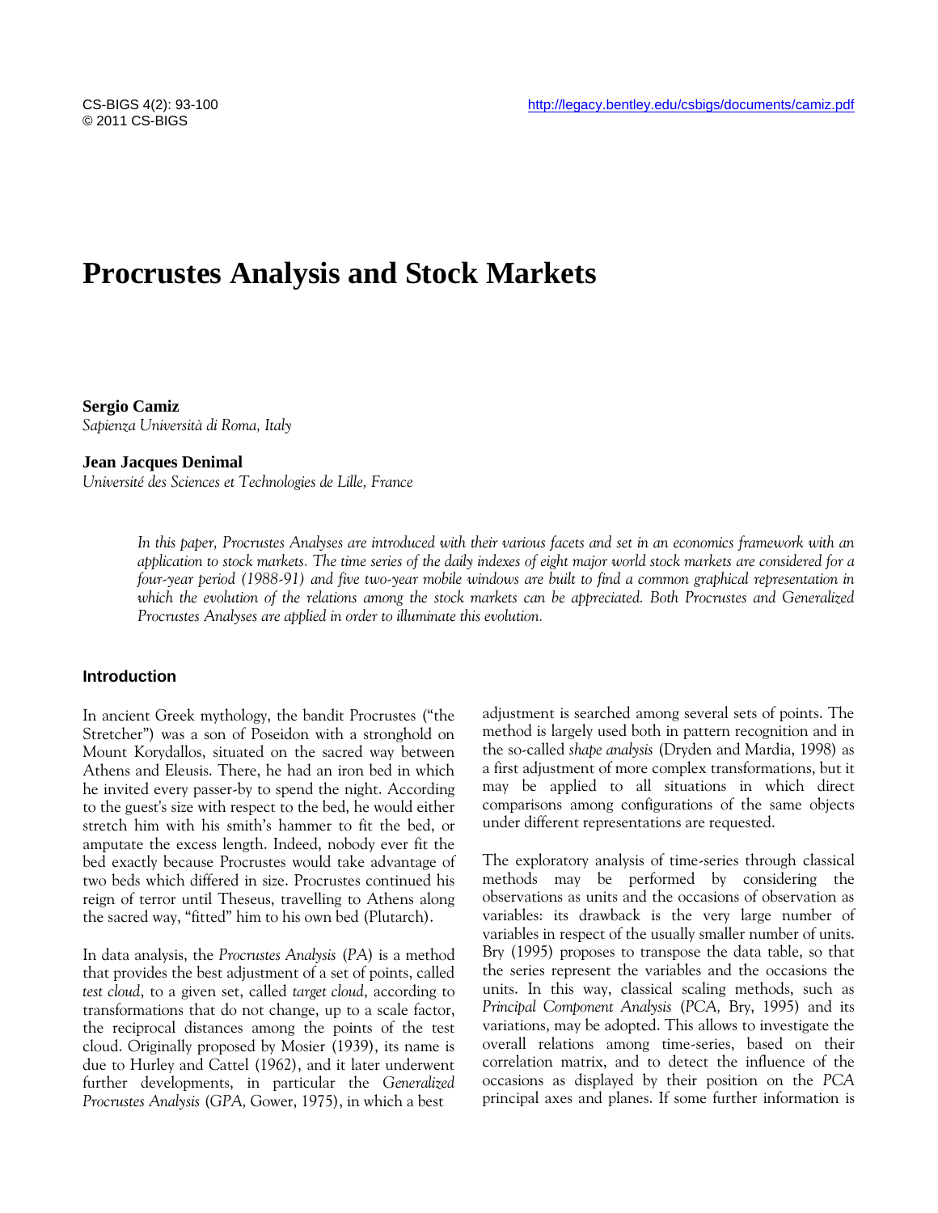# Procrustes Analysis and Stock Markets

**Sergio Camiz**
*Sapienza Università di Roma, Italy*

**Jean Jacques Denimal**
*Université des Sciences et Technologies de Lille, France*

*In this paper, Procrustes Analyses are introduced with their various facets and set in an economics framework with an application to stock markets. The time series of the daily indexes of eight major world stock markets are considered for a four-year period (1988-91) and five two-year mobile windows are built to find a common graphical representation in which the evolution of the relations among the stock markets can be appreciated. Both Procrustes and Generalized Procrustes Analyses are applied in order to illuminate this evolution.*

## Introduction

In ancient Greek mythology, the bandit Procrustes ("the Stretcher") was a son of Poseidon with a stronghold on Mount Korydallos, situated on the sacred way between Athens and Eleusis. There, he had an iron bed in which he invited every passer-by to spend the night. According to the guest's size with respect to the bed, he would either stretch him with his smith's hammer to fit the bed, or amputate the excess length. Indeed, nobody ever fit the bed exactly because Procrustes would take advantage of two beds which differed in size. Procrustes continued his reign of terror until Theseus, travelling to Athens along the sacred way, "fitted" him to his own bed (Plutarch).

In data analysis, the *Procrustes Analysis* (*PA*) is a method that provides the best adjustment of a set of points, called *test cloud*, to a given set, called *target cloud*, according to transformations that do not change, up to a scale factor, the reciprocal distances among the points of the test cloud. Originally proposed by Mosier (1939), its name is due to Hurley and Cattel (1962), and it later underwent further developments, in particular the *Generalized Procrustes Analysis* (*GPA*, Gower, 1975), in which a best adjustment is searched among several sets of points. The method is largely used both in pattern recognition and in the so-called *shape analysis* (Dryden and Mardia, 1998) as a first adjustment of more complex transformations, but it may be applied to all situations in which direct comparisons among configurations of the same objects under different representations are requested.

The exploratory analysis of time-series through classical methods may be performed by considering the observations as units and the occasions of observation as variables: its drawback is the very large number of variables in respect of the usually smaller number of units. Bry (1995) proposes to transpose the data table, so that the series represent the variables and the occasions the units. In this way, classical scaling methods, such as *Principal Component Analysis* (*PCA*, Bry, 1995) and its variations, may be adopted. This allows to investigate the overall relations among time-series, based on their correlation matrix, and to detect the influence of the occasions as displayed by their position on the *PCA* principal axes and planes. If some further information is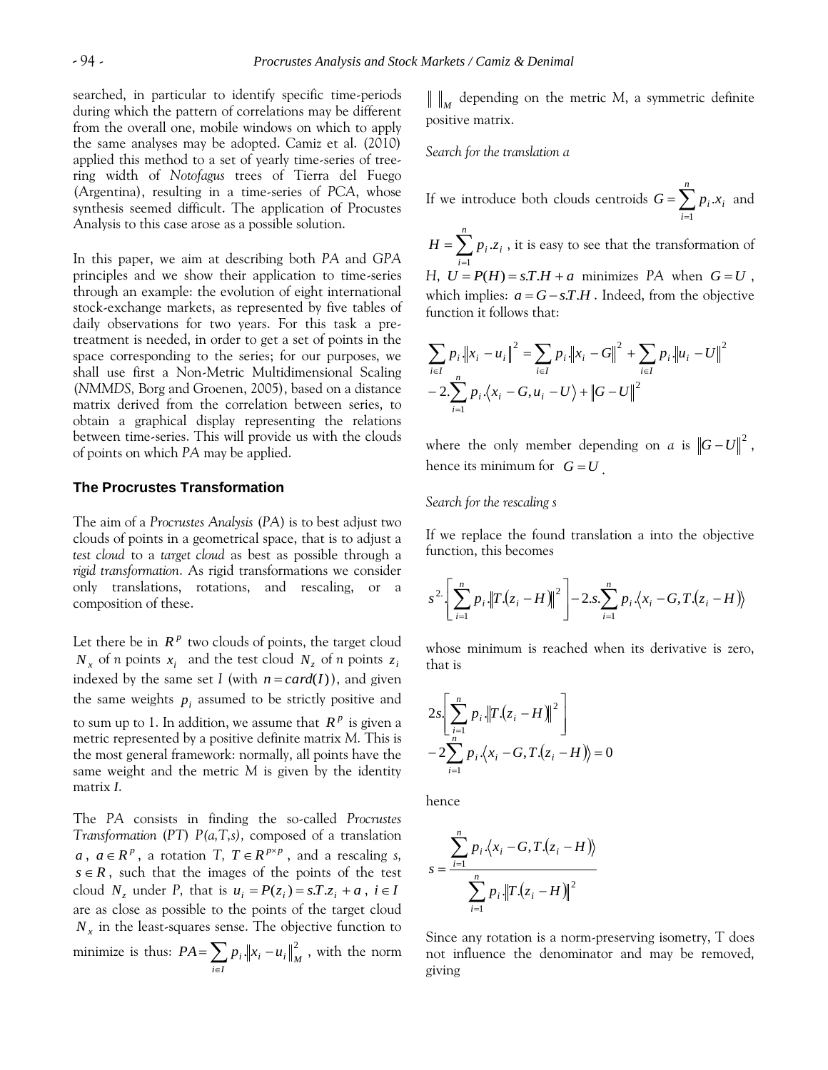searched, in particular to identify specific time-periods during which the pattern of correlations may be different from the overall one, mobile windows on which to apply the same analyses may be adopted. Camiz et al. (2010) applied this method to a set of yearly time-series of tree-ring width of *Notofagus* trees of Tierra del Fuego (Argentina), resulting in a time-series of *PCA*, whose synthesis seemed difficult. The application of Procrustes Analysis to this case arose as a possible solution.

In this paper, we aim at describing both *PA* and *GPA* principles and we show their application to time-series through an example: the evolution of eight international stock-exchange markets, as represented by five tables of daily observations for two years. For this task a pre-treatment is needed, in order to get a set of points in the space corresponding to the series; for our purposes, we shall use first a Non-Metric Multidimensional Scaling (*NMMDS*, Borg and Groenen, 2005), based on a distance matrix derived from the correlation between series, to obtain a graphical display representing the relations between time-series. This will provide us with the clouds of points on which *PA* may be applied.

## The Procrustes Transformation

The aim of a *Procrustes Analysis* (*PA*) is to best adjust two clouds of points in a geometrical space, that is to adjust a *test cloud* to a *target cloud* as best as possible through a *rigid transformation*. As rigid transformations we consider only translations, rotations, and rescaling, or a composition of these.

Let there be in $R^p$ two clouds of points, the target cloud $N_x$ of *n* points $x_i$ and the test cloud $N_z$ of *n* points $z_i$ indexed by the same set *I* (with $n = card(I)$), and given the same weights $p_i$ assumed to be strictly positive and to sum up to 1. In addition, we assume that $R^p$ is given a metric represented by a positive definite matrix *M*. This is the most general framework: normally, all points have the same weight and the metric *M* is given by the identity matrix *I*.

The *PA* consists in finding the so-called *Procrustes Transformation* (*PT*) *P(a,T,s)*, composed of a translation $a$, $a \in R^p$, a rotation *T*, $T \in R^{p \times p}$, and a rescaling *s*, $s \in R$, such that the images of the points of the test cloud $N_z$ under *P*, that is $u_i = P(z_i) = s.T.z_i + a$, $i \in I$ are as close as possible to the points of the target cloud $N_x$ in the least-squares sense. The objective function to minimize is thus: $PA = \sum_{i \in I} p_i \|x_i - u_i\|_M^2$, with the norm $\| \ \|_M$ depending on the metric M, a symmetric definite positive matrix.

*Search for the translation a*

If we introduce both clouds centroids $G = \sum_{i=1}^{n} p_i.x_i$ and $H = \sum_{i=1}^{n} p_i.z_i$, it is easy to see that the transformation of *H*, $U = P(H) = s.T.H + a$ minimizes *PA* when $G = U$, which implies: $a = G - s.T.H$. Indeed, from the objective function it follows that:

$$\sum_{i \in I} p_i.\|x_i - u_i\|^2 = \sum_{i \in I} p_i.\|x_i - G\|^2 + \sum_{i \in I} p_i.\|u_i - U\|^2 - 2.\sum_{i=1}^{n} p_i.\langle x_i - G, u_i - U \rangle + \|G - U\|^2$$

where the only member depending on *a* is $\|G - U\|^2$, hence its minimum for $G = U$.

*Search for the rescaling s*

If we replace the found translation a into the objective function, this becomes

$$s^2.\left[\sum_{i=1}^{n} p_i.\|T.(z_i - H)\|^2\right] - 2.s.\sum_{i=1}^{n} p_i.\langle x_i - G, T.(z_i - H)\rangle$$

whose minimum is reached when its derivative is zero, that is

$$2s.\left[\sum_{i=1}^{n} p_i.\|T.(z_i - H)\|^2\right] - 2\sum_{i=1}^{n} p_i.\langle x_i - G, T.(z_i - H)\rangle = 0$$

hence

$$s = \frac{\sum_{i=1}^{n} p_i.\langle x_i - G, T.(z_i - H)\rangle}{\sum_{i=1}^{n} p_i.\|T.(z_i - H)\|^2}$$

Since any rotation is a norm-preserving isometry, T does not influence the denominator and may be removed, giving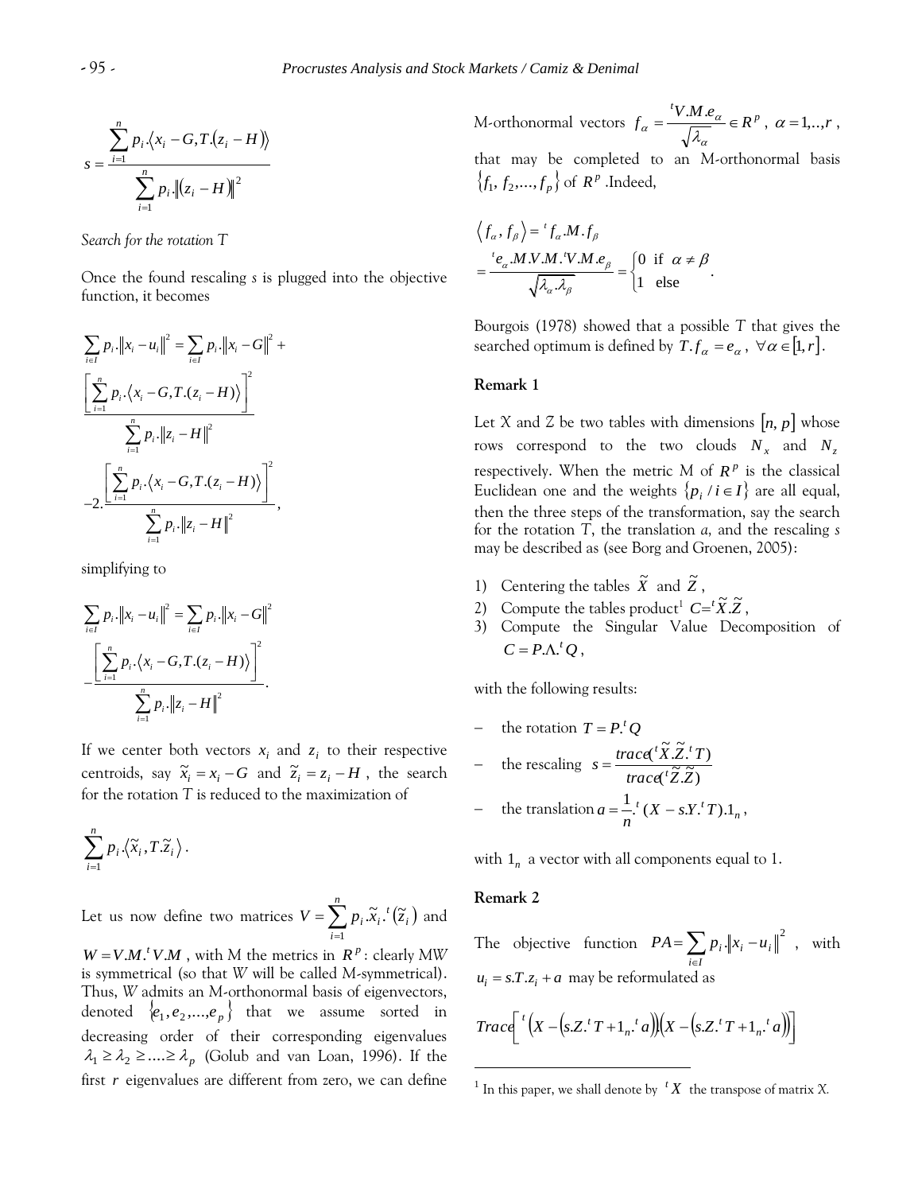$$s = \frac{\sum_{i=1}^{n} p_i . \langle x_i - G, T.(z_i - H) \rangle}{\sum_{i=1}^{n} p_i . \|(z_i - H)\|^2}$$

*Search for the rotation T*

Once the found rescaling *s* is plugged into the objective function, it becomes

$$\sum_{i \in I} p_i . \|x_i - u_i\|^2 = \sum_{i \in I} p_i . \|x_i - G\|^2 + \frac{\left[ \sum_{i=1}^{n} p_i . \langle x_i - G, T.(z_i - H) \rangle \right]^2}{\sum_{i=1}^{n} p_i . \|z_i - H\|^2} - 2 . \frac{\left[ \sum_{i=1}^{n} p_i . \langle x_i - G, T.(z_i - H) \rangle \right]^2}{\sum_{i=1}^{n} p_i . \|z_i - H\|^2},$$

simplifying to

$$\sum_{i \in I} p_i . \|x_i - u_i\|^2 = \sum_{i \in I} p_i . \|x_i - G\|^2 - \frac{\left[ \sum_{i=1}^{n} p_i . \langle x_i - G, T.(z_i - H) \rangle \right]^2}{\sum_{i=1}^{n} p_i . \|z_i - H\|^2}.$$

If we center both vectors $x_i$ and $z_i$ to their respective centroids, say $\tilde{x}_i = x_i - G$ and $\tilde{z}_i = z_i - H$, the search for the rotation *T* is reduced to the maximization of

$$\sum_{i=1}^{n} p_i . \langle \tilde{x}_i, T.\tilde{z}_i \rangle .$$

Let us now define two matrices $V = \sum_{i=1}^{n} p_i . \tilde{x}_i . {}^t(\tilde{z}_i)$ and $W = V.M.{}^tV.M$, with M the metrics in $R^p$: clearly *MW* is symmetrical (so that *W* will be called M-symmetrical). Thus, *W* admits an M-orthonormal basis of eigenvectors, denoted $\{e_1, e_2, \ldots, e_p\}$ that we assume sorted in decreasing order of their corresponding eigenvalues $\lambda_1 \geq \lambda_2 \geq \ldots \geq \lambda_p$ (Golub and van Loan, 1996). If the first $r$ eigenvalues are different from zero, we can define M-orthonormal vectors $f_\alpha = \frac{{}^tV.M.e_\alpha}{\sqrt{\lambda_\alpha}} \in R^p$, $\alpha = 1,..,r$, that may be completed to an M-orthonormal basis $\{f_1, f_2, \ldots, f_p\}$ of $R^p$. Indeed,

$$\langle f_\alpha, f_\beta \rangle = {}^t f_\alpha . M . f_\beta = \frac{{}^t e_\alpha . M.V.M.{}^tV.M.e_\beta}{\sqrt{\lambda_\alpha . \lambda_\beta}} = \begin{cases} 0 & \text{if } \alpha \neq \beta \\ 1 & \text{else} \end{cases}.$$

Bourgois (1978) showed that a possible *T* that gives the searched optimum is defined by $T.f_\alpha = e_\alpha$, $\forall \alpha \in [1, r]$.

**Remark 1**

Let *X* and *Z* be two tables with dimensions $[n, p]$ whose rows correspond to the two clouds $N_x$ and $N_z$ respectively. When the metric M of $R^p$ is the classical Euclidean one and the weights $\{p_i / i \in I\}$ are all equal, then the three steps of the transformation, say the search for the rotation *T*, the translation *a*, and the rescaling *s* may be described as (see Borg and Groenen, 2005):

1) Centering the tables $\tilde{X}$ and $\tilde{Z}$,
2) Compute the tables product[1] $C = {}^t\tilde{X}.\tilde{Z}$,
3) Compute the Singular Value Decomposition of $C = P.\Lambda.{}^tQ$,

with the following results:

- the rotation $T = P.{}^tQ$
- the rescaling $s = \frac{trace({}^t\tilde{X}.\tilde{Z}.{}^tT)}{trace({}^t\tilde{Z}.\tilde{Z})}$
- the translation $a = \frac{1}{n}.{}^t(X - s.Y.{}^tT).1_n$,

with $1_n$ a vector with all components equal to 1.

**Remark 2**

The objective function $PA = \sum_{i \in I} p_i . \|x_i - u_i\|^2$, with $u_i = s.T.z_i + a$ may be reformulated as

$$Trace\left[ {}^t\left(X - \left(s.Z.{}^tT + 1_n.{}^ta\right)\right)\left(X - \left(s.Z.{}^tT + 1_n.{}^ta\right)\right) \right]$$

[1] In this paper, we shall denote by ${}^tX$ the transpose of matrix *X*.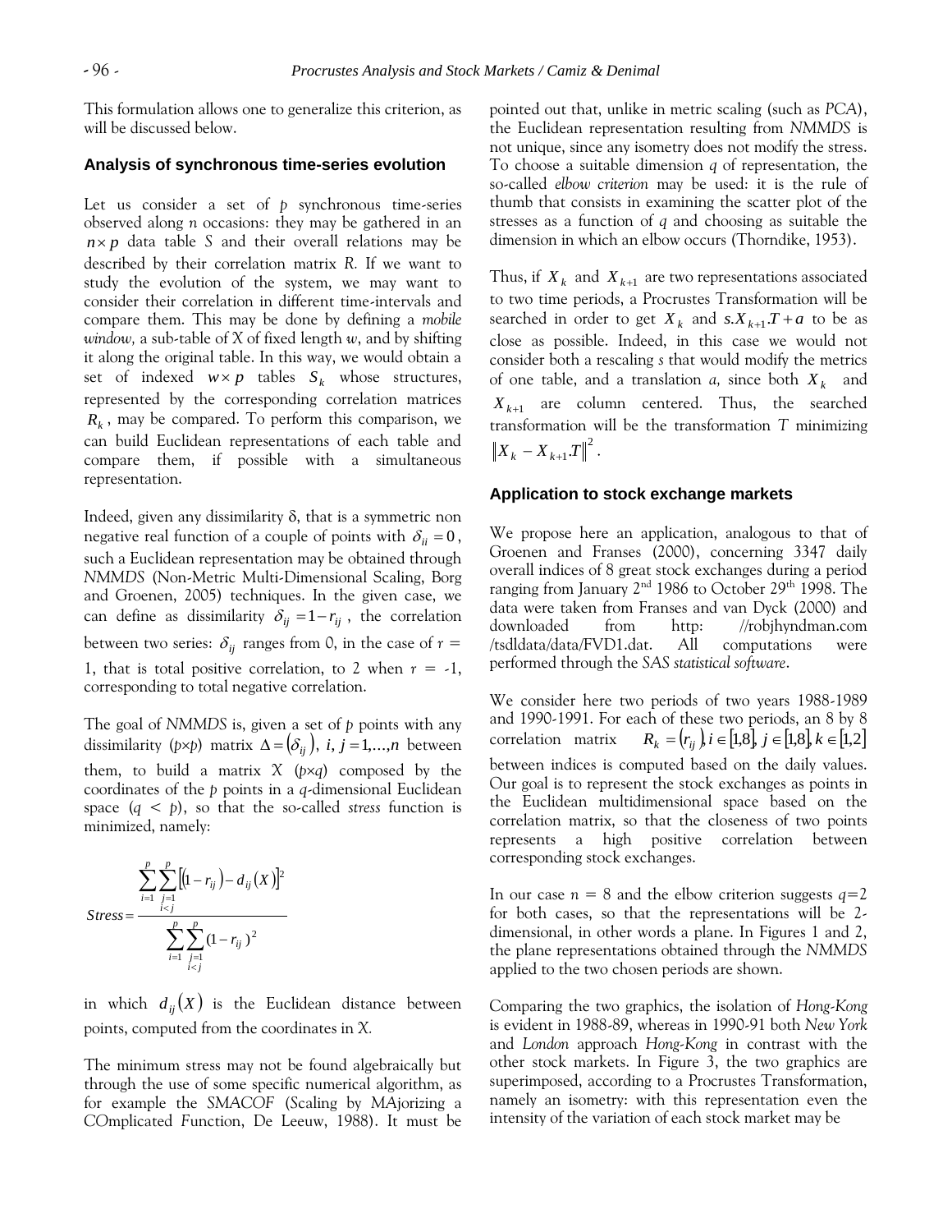This formulation allows one to generalize this criterion, as will be discussed below.

### Analysis of synchronous time-series evolution

Let us consider a set of $p$ synchronous time-series observed along $n$ occasions: they may be gathered in an $n \times p$ data table $S$ and their overall relations may be described by their correlation matrix $R$. If we want to study the evolution of the system, we may want to consider their correlation in different time-intervals and compare them. This may be done by defining a *mobile window*, a sub-table of $X$ of fixed length $w$, and by shifting it along the original table. In this way, we would obtain a set of indexed $w \times p$ tables $S_k$ whose structures, represented by the corresponding correlation matrices $R_k$, may be compared. To perform this comparison, we can build Euclidean representations of each table and compare them, if possible with a simultaneous representation.

Indeed, given any dissimilarity $\delta$, that is a symmetric non negative real function of a couple of points with $\delta_{ii} = 0$, such a Euclidean representation may be obtained through *NMMDS* (Non-Metric Multi-Dimensional Scaling, Borg and Groenen, 2005) techniques. In the given case, we can define as dissimilarity $\delta_{ij} = 1 - r_{ij}$, the correlation between two series: $\delta_{ij}$ ranges from 0, in the case of $r$ = 1, that is total positive correlation, to 2 when $r$ = -1, corresponding to total negative correlation.

The goal of *NMMDS* is, given a set of $p$ points with any dissimilarity ($p \times p$) matrix $\Delta = (\delta_{ij}),\ i, j = 1,\ldots,n$ between them, to build a matrix $X$ ($p \times q$) composed by the coordinates of the $p$ points in a $q$-dimensional Euclidean space ($q < p$), so that the so-called *stress* function is minimized, namely:

$$Stress = \frac{\sum_{i=1}^{p} \sum_{\substack{j=1 \\ i<j}}^{p} \left[ \left(1 - r_{ij}\right) - d_{ij}(X) \right]^2}{\sum_{i=1}^{p} \sum_{\substack{j=1 \\ i<j}}^{p} (1 - r_{ij})^2}$$

in which $d_{ij}(X)$ is the Euclidean distance between points, computed from the coordinates in $X$.

The minimum stress may not be found algebraically but through the use of some specific numerical algorithm, as for example the *SMACOF* (Scaling by MAjorizing a COmplicated Function, De Leeuw, 1988). It must be pointed out that, unlike in metric scaling (such as *PCA*), the Euclidean representation resulting from *NMMDS* is not unique, since any isometry does not modify the stress. To choose a suitable dimension $q$ of representation, the so-called *elbow criterion* may be used: it is the rule of thumb that consists in examining the scatter plot of the stresses as a function of $q$ and choosing as suitable the dimension in which an elbow occurs (Thorndike, 1953).

Thus, if $X_k$ and $X_{k+1}$ are two representations associated to two time periods, a Procrustes Transformation will be searched in order to get $X_k$ and $s.X_{k+1}.T + a$ to be as close as possible. Indeed, in this case we would not consider both a rescaling $s$ that would modify the metrics of one table, and a translation $a$, since both $X_k$ and $X_{k+1}$ are column centered. Thus, the searched transformation will be the transformation $T$ minimizing $\left\| X_k - X_{k+1}.T \right\|^2$.

### Application to stock exchange markets

We propose here an application, analogous to that of Groenen and Franses (2000), concerning 3347 daily overall indices of 8 great stock exchanges during a period ranging from January 2[nd] 1986 to October 29[th] 1998. The data were taken from Franses and van Dyck (2000) and downloaded from http: //robjhyndman.com /tsdldata/data/FVD1.dat. All computations were performed through the *SAS statistical software*.

We consider here two periods of two years 1988-1989 and 1990-1991. For each of these two periods, an 8 by 8 correlation matrix $R_k = (r_{ij}), i \in [1,8], j \in [1,8], k \in [1,2]$ between indices is computed based on the daily values. Our goal is to represent the stock exchanges as points in the Euclidean multidimensional space based on the correlation matrix, so that the closeness of two points represents a high positive correlation between corresponding stock exchanges.

In our case $n$ = 8 and the elbow criterion suggests $q$=2 for both cases, so that the representations will be 2-dimensional, in other words a plane. In Figures 1 and 2, the plane representations obtained through the *NMMDS* applied to the two chosen periods are shown.

Comparing the two graphics, the isolation of *Hong-Kong* is evident in 1988-89, whereas in 1990-91 both *New York* and *London* approach *Hong-Kong* in contrast with the other stock markets. In Figure 3, the two graphics are superimposed, according to a Procrustes Transformation, namely an isometry: with this representation even the intensity of the variation of each stock market may be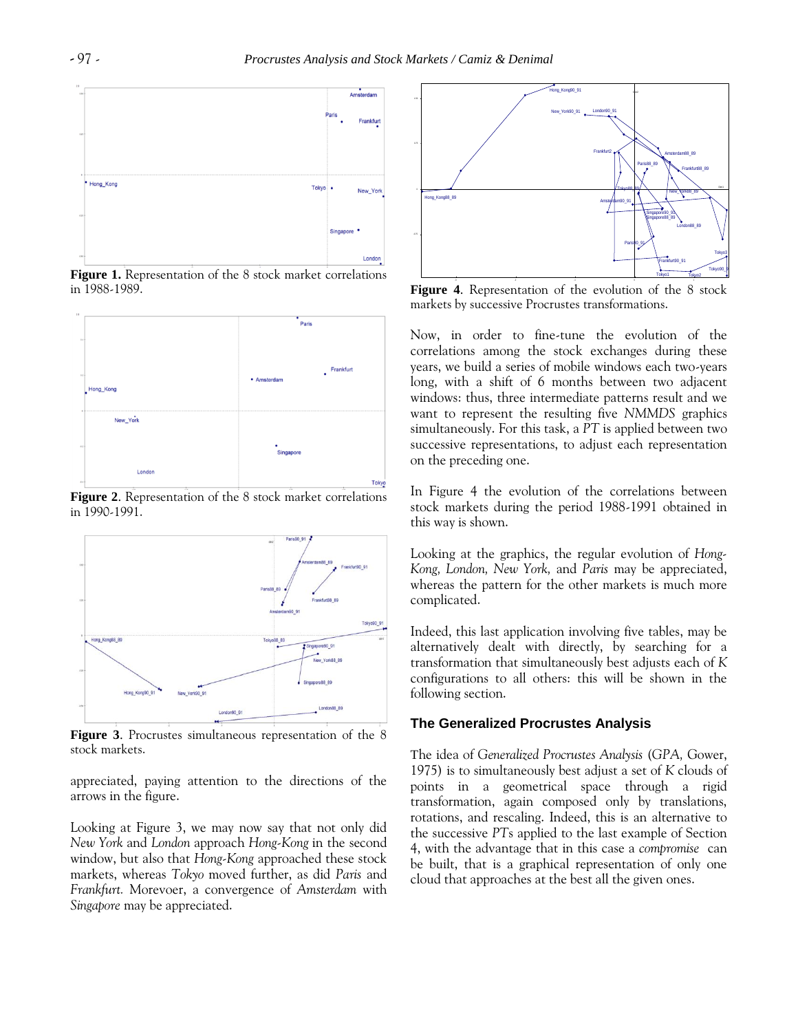**Figure 1.** Representation of the 8 stock market correlations in 1988-1989.

**Figure 2**. Representation of the 8 stock market correlations in 1990-1991.

**Figure 3**. Procrustes simultaneous representation of the 8 stock markets.

appreciated, paying attention to the directions of the arrows in the figure.

Looking at Figure 3, we may now say that not only did *New York* and *London* approach *Hong-Kong* in the second window, but also that *Hong-Kong* approached these stock markets, whereas *Tokyo* moved further, as did *Paris* and *Frankfurt.* Morevoer, a convergence of *Amsterdam* with *Singapore* may be appreciated.

**Figure 4**. Representation of the evolution of the 8 stock markets by successive Procrustes transformations.

Now, in order to fine-tune the evolution of the correlations among the stock exchanges during these years, we build a series of mobile windows each two-years long, with a shift of 6 months between two adjacent windows: thus, three intermediate patterns result and we want to represent the resulting five *NMMDS* graphics simultaneously. For this task, a *PT* is applied between two successive representations, to adjust each representation on the preceding one.

In Figure 4 the evolution of the correlations between stock markets during the period 1988-1991 obtained in this way is shown.

Looking at the graphics, the regular evolution of *Hong-Kong, London, New York,* and *Paris* may be appreciated, whereas the pattern for the other markets is much more complicated.

Indeed, this last application involving five tables, may be alternatively dealt with directly, by searching for a transformation that simultaneously best adjusts each of *K* configurations to all others: this will be shown in the following section.

## The Generalized Procrustes Analysis

The idea of *Generalized Procrustes Analysis* (*GPA,* Gower, 1975) is to simultaneously best adjust a set of *K* clouds of points in a geometrical space through a rigid transformation, again composed only by translations, rotations, and rescaling. Indeed, this is an alternative to the successive *PT*s applied to the last example of Section 4, with the advantage that in this case a *compromise* can be built, that is a graphical representation of only one cloud that approaches at the best all the given ones.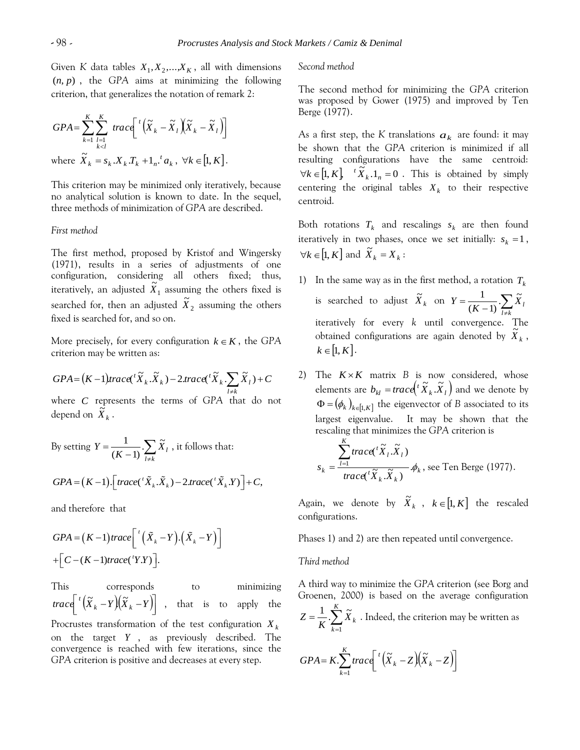Given $K$ data tables $X_1, X_2, ..., X_K$, all with dimensions $(n, p)$, the *GPA* aims at minimizing the following criterion, that generalizes the notation of remark 2:

$$GPA = \sum_{k=1}^{K} \sum_{\substack{l=1 \\ k<l}}^{K} trace\left[ {}^t\left(\tilde{X}_k - \tilde{X}_l\right)\left(\tilde{X}_k - \tilde{X}_l\right)\right]$$

where $\tilde{X}_k = s_k . X_k . T_k + 1_n . {}^t a_k, \ \forall k \in [1, K]$.

This criterion may be minimized only iteratively, because no analytical solution is known to date. In the sequel, three methods of minimization of *GPA* are described.

*First method*

The first method, proposed by Kristof and Wingersky (1971), results in a series of adjustments of one configuration, considering all others fixed; thus, iteratively, an adjusted $\tilde{X}_1$ assuming the others fixed is searched for, then an adjusted $\tilde{X}_2$ assuming the others fixed is searched for, and so on.

More precisely, for every configuration $k \in K$, the *GPA* criterion may be written as:

$$GPA = (K-1) trace({}^t\tilde{X}_k . \tilde{X}_k) - 2. trace({}^t\tilde{X}_k . \sum_{l \neq k} \tilde{X}_l) + C$$

where $C$ represents the terms of *GPA* that do not depend on $\tilde{X}_k$.

By setting $Y = \frac{1}{(K-1)} . \sum_{l \neq k} \tilde{X}_l$, it follows that:

$$GPA = (K-1).\left[trace({}^t\tilde{X}_k . \tilde{X}_k) - 2. trace({}^t\tilde{X}_k . Y)\right] + C,$$

and therefore that

$$GPA = (K-1) trace\left[{}^t\left(\tilde{X}_k - Y\right).\left(\tilde{X}_k - Y\right)\right] + \left[C - (K-1) trace({}^tY.Y)\right].$$

This corresponds to minimizing $trace\left[{}^t\left(\tilde{X}_k - Y\right)\left(\tilde{X}_k - Y\right)\right]$, that is to apply the Procrustes transformation of the test configuration $X_k$ on the target $Y$, as previously described. The convergence is reached with few iterations, since the GPA criterion is positive and decreases at every step.

*Second method*

The second method for minimizing the *GPA* criterion was proposed by Gower (1975) and improved by Ten Berge (1977).

As a first step, the $K$ translations $a_k$ are found: it may be shown that the *GPA* criterion is minimized if all resulting configurations have the same centroid: $\forall k \in [1, K], \ {}^t\tilde{X}_k . 1_n = 0$. This is obtained by simply centering the original tables $X_k$ to their respective centroid.

Both rotations $T_k$ and rescalings $s_k$ are then found iteratively in two phases, once we set initially: $s_k = 1$, $\forall k \in [1, K]$ and $\tilde{X}_k = X_k$:

1) In the same way as in the first method, a rotation $T_k$ is searched to adjust $\tilde{X}_k$ on $Y = \frac{1}{(K-1)} . \sum_{l \neq k} \tilde{X}_l$ iteratively for every $k$ until convergence. The obtained configurations are again denoted by $\tilde{X}_k$, $k \in [1, K]$.

2) The $K \times K$ matrix $B$ is now considered, whose elements are $b_{kl} = trace\left({}^t\tilde{X}_k . \tilde{X}_l\right)$ and we denote by $\Phi = (\phi_k)_{k \in [1,K]}$ the eigenvector of $B$ associated to its largest eigenvalue. It may be shown that the rescaling that minimizes the *GPA* criterion is
$$s_k = \frac{\sum_{l=1}^{K} trace({}^t\tilde{X}_l . \tilde{X}_l)}{trace({}^t\tilde{X}_k . \tilde{X}_k)} . \phi_k, \text{ see Ten Berge (1977).}$$

Again, we denote by $\tilde{X}_k$, $k \in [1, K]$ the rescaled configurations.

Phases 1) and 2) are then repeated until convergence.

*Third method*

A third way to minimize the *GPA* criterion (see Borg and Groenen, 2000) is based on the average configuration $Z = \frac{1}{K} . \sum_{k=1}^{K} \tilde{X}_k$. Indeed, the criterion may be written as

$$GPA = K . \sum_{k=1}^{K} trace\left[{}^t\left(\tilde{X}_k - Z\right)\left(\tilde{X}_k - Z\right)\right]$$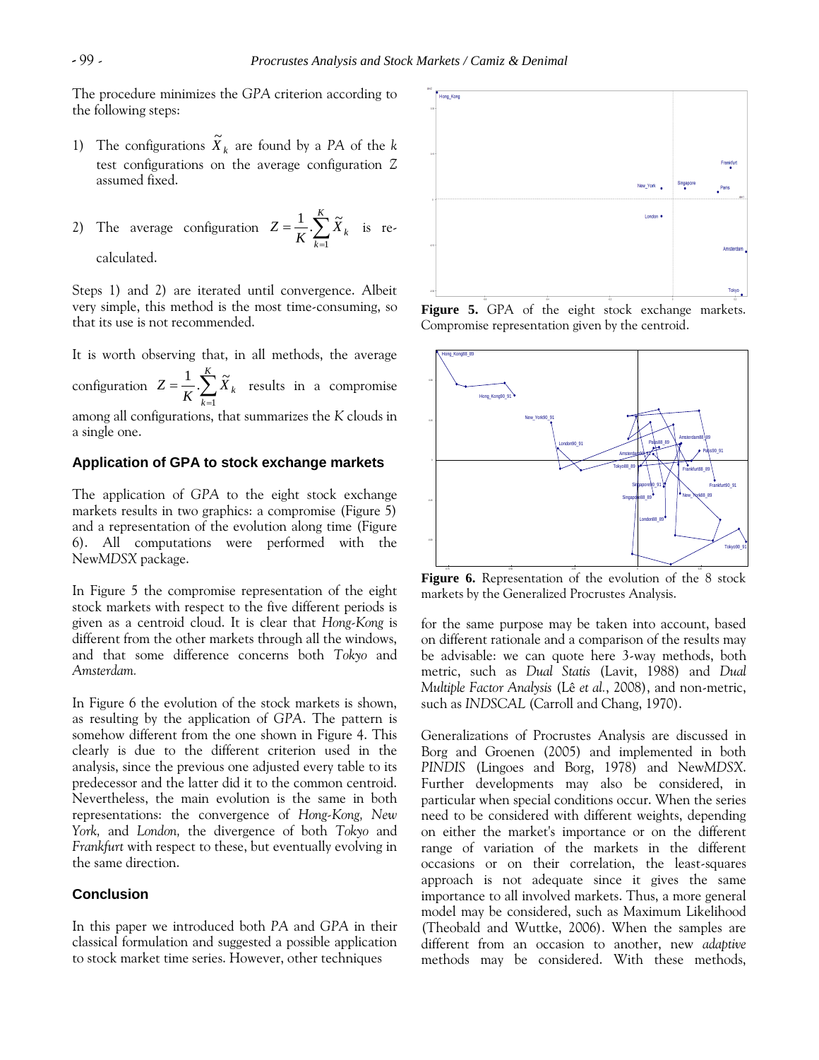The procedure minimizes the *GPA* criterion according to the following steps:

1) The configurations $\widetilde{X}_k$ are found by a *PA* of the *k* test configurations on the average configuration *Z* assumed fixed.

2) The average configuration $Z = \frac{1}{K} \cdot \sum_{k=1}^{K} \widetilde{X}_k$ is re-calculated.

Steps 1) and 2) are iterated until convergence. Albeit very simple, this method is the most time-consuming, so that its use is not recommended.

It is worth observing that, in all methods, the average configuration $Z = \frac{1}{K} \cdot \sum_{k=1}^{K} \widetilde{X}_k$ results in a compromise among all configurations, that summarizes the *K* clouds in a single one.

### Application of GPA to stock exchange markets

The application of *GPA* to the eight stock exchange markets results in two graphics: a compromise (Figure 5) and a representation of the evolution along time (Figure 6). All computations were performed with the New*MDSX* package.

In Figure 5 the compromise representation of the eight stock markets with respect to the five different periods is given as a centroid cloud. It is clear that *Hong-Kong* is different from the other markets through all the windows, and that some difference concerns both *Tokyo* and *Amsterdam.*

In Figure 6 the evolution of the stock markets is shown, as resulting by the application of *GPA*. The pattern is somehow different from the one shown in Figure 4. This clearly is due to the different criterion used in the analysis, since the previous one adjusted every table to its predecessor and the latter did it to the common centroid. Nevertheless, the main evolution is the same in both representations: the convergence of *Hong-Kong, New York,* and *London,* the divergence of both *Tokyo* and *Frankfurt* with respect to these, but eventually evolving in the same direction.

**Figure 5.** GPA of the eight stock exchange markets. Compromise representation given by the centroid.

**Figure 6.** Representation of the evolution of the 8 stock markets by the Generalized Procrustes Analysis.

### Conclusion

In this paper we introduced both *PA* and *GPA* in their classical formulation and suggested a possible application to stock market time series. However, other techniques for the same purpose may be taken into account, based on different rationale and a comparison of the results may be advisable: we can quote here 3-way methods, both metric, such as *Dual Statis* (Lavit, 1988) and *Dual Multiple Factor Analysis* (Lê *et al.*, 2008), and non-metric, such as *INDSCAL* (Carroll and Chang, 1970).

Generalizations of Procrustes Analysis are discussed in Borg and Groenen (2005) and implemented in both *PINDIS* (Lingoes and Borg, 1978) and New*MDSX*. Further developments may also be considered, in particular when special conditions occur. When the series need to be considered with different weights, depending on either the market's importance or on the different range of variation of the markets in the different occasions or on their correlation, the least-squares approach is not adequate since it gives the same importance to all involved markets. Thus, a more general model may be considered, such as Maximum Likelihood (Theobald and Wuttke, 2006). When the samples are different from an occasion to another, new *adaptive* methods may be considered. With these methods,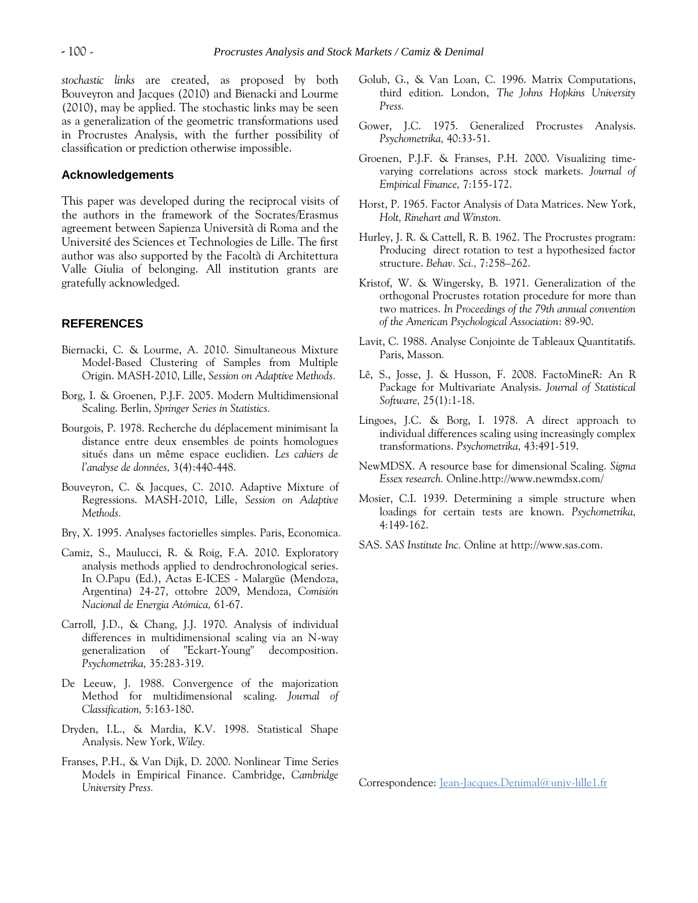*stochastic links* are created, as proposed by both Bouveyron and Jacques (2010) and Bienacki and Lourme (2010), may be applied. The stochastic links may be seen as a generalization of the geometric transformations used in Procrustes Analysis, with the further possibility of classification or prediction otherwise impossible.

## Acknowledgements

This paper was developed during the reciprocal visits of the authors in the framework of the Socrates/Erasmus agreement between Sapienza Università di Roma and the Université des Sciences et Technologies de Lille. The first author was also supported by the Facoltà di Architettura Valle Giulia of belonging. All institution grants are gratefully acknowledged.

## REFERENCES

Biernacki, C. & Lourme, A. 2010. Simultaneous Mixture Model-Based Clustering of Samples from Multiple Origin. MASH-2010, Lille, *Session on Adaptive Methods.*

Borg, I. & Groenen, P.J.F. 2005. Modern Multidimensional Scaling. Berlin, *Springer Series in Statistics.*

Bourgois, P. 1978. Recherche du déplacement minimisant la distance entre deux ensembles de points homologues situés dans un même espace euclidien. *Les cahiers de l'analyse de données,* 3(4):440-448.

Bouveyron, C. & Jacques, C. 2010. Adaptive Mixture of Regressions. MASH-2010, Lille, *Session on Adaptive Methods.*

Bry, X. 1995. Analyses factorielles simples. Paris, Economica.

Camiz, S., Maulucci, R. & Roig, F.A. 2010. Exploratory analysis methods applied to dendrochronological series. In O.Papu (Ed.), Actas E-ICES - Malargüe (Mendoza, Argentina) 24-27, ottobre 2009, Mendoza, *Comisión Nacional de Energia Atómica,* 61-67.

Carroll, J.D., & Chang, J.J. 1970. Analysis of individual differences in multidimensional scaling via an N-way generalization of "Eckart-Young" decomposition. *Psychometrika,* 35:283-319.

De Leeuw, J. 1988. Convergence of the majorization Method for multidimensional scaling. *Journal of Classification,* 5:163-180.

Dryden, I.L., & Mardia, K.V. 1998. Statistical Shape Analysis. New York, *Wiley.*

Franses, P.H., & Van Dijk, D. 2000. Nonlinear Time Series Models in Empirical Finance. Cambridge, *Cambridge University Press.*

Golub, G., & Van Loan, C. 1996. Matrix Computations, third edition. London, *The Johns Hopkins University Press.*

Gower, J.C. 1975. Generalized Procrustes Analysis. *Psychometrika,* 40:33-51.

Groenen, P.J.F. & Franses, P.H. 2000. Visualizing time-varying correlations across stock markets. *Journal of Empirical Finance,* 7:155-172.

Horst, P. 1965. Factor Analysis of Data Matrices. New York, *Holt, Rinehart and Winston.*

Hurley, J. R. & Cattell, R. B. 1962. The Procrustes program: Producing direct rotation to test a hypothesized factor structure. *Behav. Sci.,* 7:258–262.

Kristof, W. & Wingersky, B. 1971. Generalization of the orthogonal Procrustes rotation procedure for more than two matrices. *In Proceedings of the 79th annual convention of the American Psychological Association*: 89-90.

Lavit, C. 1988. Analyse Conjointe de Tableaux Quantitatifs. Paris, Masson.

Lê, S., Josse, J. & Husson, F. 2008. FactoMineR: An R Package for Multivariate Analysis. *Journal of Statistical Software,* 25(1):1-18.

Lingoes, J.C. & Borg, I. 1978. A direct approach to individual differences scaling using increasingly complex transformations. *Psychometrika,* 43:491-519.

NewMDSX. A resource base for dimensional Scaling. *Sigma Essex research.* Online.http://www.newmdsx.com/

Mosier, C.I. 1939. Determining a simple structure when loadings for certain tests are known. *Psychometrika,* 4:149-162.

SAS. *SAS Institute Inc.* Online at http://www.sas.com.

Correspondence: Jean-Jacques.Denimal@univ-lille1.fr